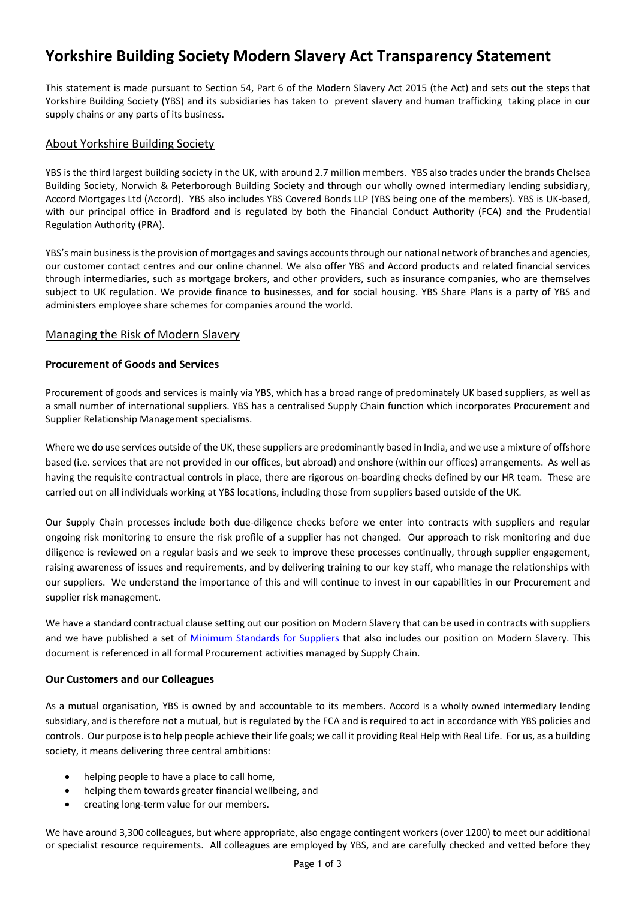# Yorkshire Building Society Modern Slavery Act Transparency Statement

This statement is made pursuant to Section 54, Part 6 of the Modern Slavery Act 2015 (the Act) and sets out the steps that Yorkshire Building Society (YBS) and its subsidiaries has taken to prevent slavery and human trafficking taking place in our supply chains or any parts of its business.

## About Yorkshire Building Society

YBS is the third largest building society in the UK, with around 2.7 million members. YBS also trades under the brands Chelsea Building Society, Norwich & Peterborough Building Society and through our wholly owned intermediary lending subsidiary, Accord Mortgages Ltd (Accord). YBS also includes YBS Covered Bonds LLP (YBS being one of the members). YBS is UK-based, with our principal office in Bradford and is regulated by both the Financial Conduct Authority (FCA) and the Prudential Regulation Authority (PRA).

YBS's main business is the provision of mortgages and savings accounts through our national network of branches and agencies, our customer contact centres and our online channel. We also offer YBS and Accord products and related financial services through intermediaries, such as mortgage brokers, and other providers, such as insurance companies, who are themselves subject to UK regulation. We provide finance to businesses, and for social housing. YBS Share Plans is a party of YBS and administers employee share schemes for companies around the world.

## Managing the Risk of Modern Slavery

### Procurement of Goods and Services

Procurement of goods and services is mainly via YBS, which has a broad range of predominately UK based suppliers, as well as a small number of international suppliers. YBS has a centralised Supply Chain function which incorporates Procurement and Supplier Relationship Management specialisms.

Where we do use services outside of the UK, these suppliers are predominantly based in India, and we use a mixture of offshore based (i.e. services that are not provided in our offices, but abroad) and onshore (within our offices) arrangements. As well as having the requisite contractual controls in place, there are rigorous on-boarding checks defined by our HR team. These are carried out on all individuals working at YBS locations, including those from suppliers based outside of the UK.

Our Supply Chain processes include both due-diligence checks before we enter into contracts with suppliers and regular ongoing risk monitoring to ensure the risk profile of a supplier has not changed. Our approach to risk monitoring and due diligence is reviewed on a regular basis and we seek to improve these processes continually, through supplier engagement, raising awareness of issues and requirements, and by delivering training to our key staff, who manage the relationships with our suppliers. We understand the importance of this and will continue to invest in our capabilities in our Procurement and supplier risk management.

We have a standard contractual clause setting out our position on Modern Slavery that can be used in contracts with suppliers and we have published a set of Minimum Standards for Suppliers that also includes our position on Modern Slavery. This document is referenced in all formal Procurement activities managed by Supply Chain.

### Our Customers and our Colleagues

As a mutual organisation, YBS is owned by and accountable to its members. Accord is a wholly owned intermediary lending subsidiary, and is therefore not a mutual, but is regulated by the FCA and is required to act in accordance with YBS policies and controls. Our purpose is to help people achieve their life goals; we call it providing Real Help with Real Life. For us, as a building society, it means delivering three central ambitions:

- helping people to have a place to call home,
- helping them towards greater financial wellbeing, and
- creating long-term value for our members.

We have around 3,300 colleagues, but where appropriate, also engage contingent workers (over 1200) to meet our additional or specialist resource requirements. All colleagues are employed by YBS, and are carefully checked and vetted before they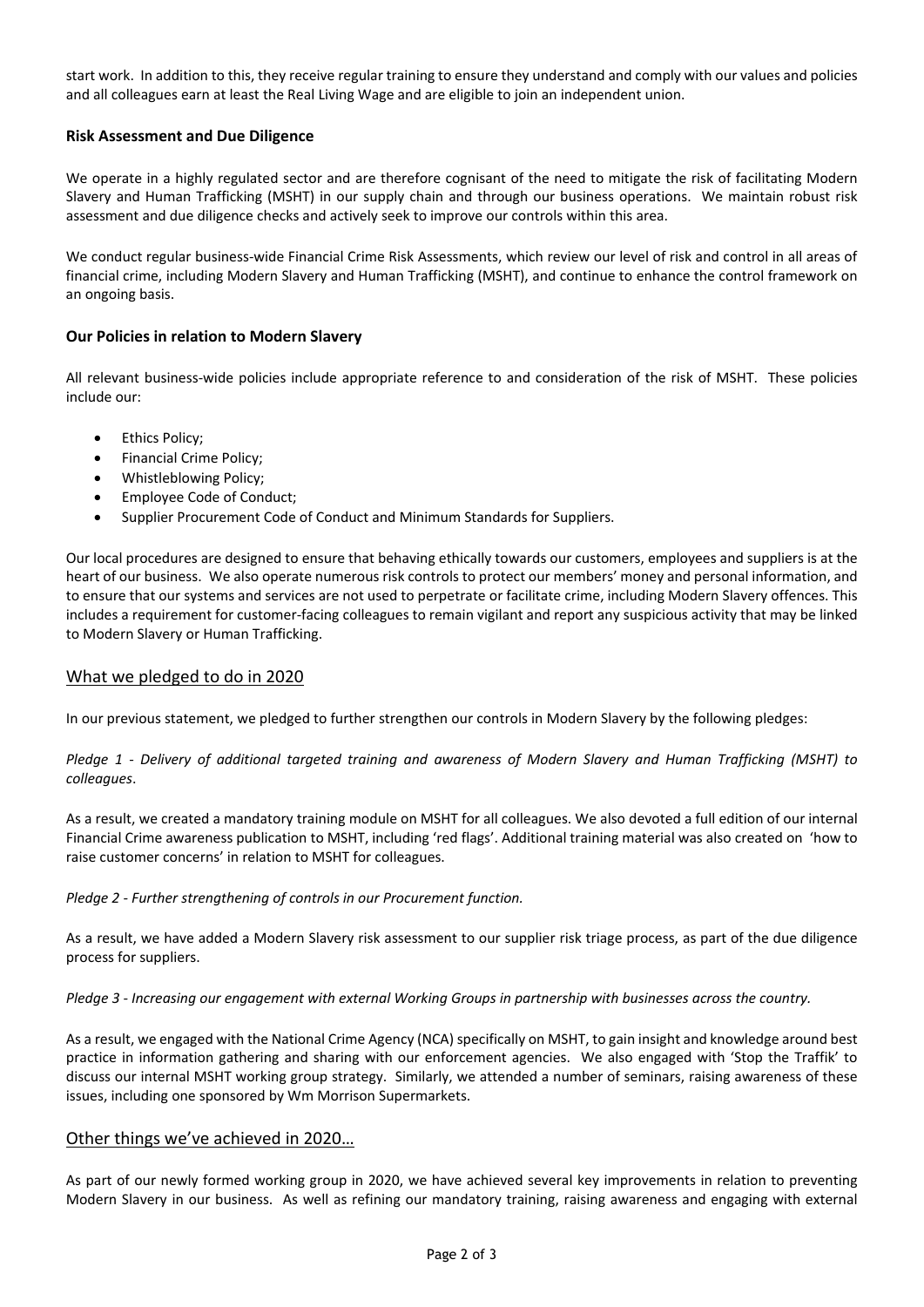start work. In addition to this, they receive regular training to ensure they understand and comply with our values and policies and all colleagues earn at least the Real Living Wage and are eligible to join an independent union.

**Risk Assessment and Due Diligence**

We operate in a highly regulated sector and are therefore cognisant of the need to mitigate the risk of facilitating Modern Slavery and Human Trafficking (MSHT) in our supply chain and through our business operations. We maintain robust risk assessment and due diligence checks and actively seek to improve our controls within this area.

We conduct regular business-wide Financial Crime Risk Assessments, which review our level of risk and control in all areas of financial crime, including Modern Slavery and Human Trafficking (MSHT), and continue to enhance the control framework on an ongoing basis.

**Our Policies in relation to Modern Slavery**

All relevant business-wide policies include appropriate reference to and consideration of the risk of MSHT. These policies include our:

- Ethics Policy;
- Financial Crime Policy;
- Whistleblowing Policy;
- Employee Code of Conduct;
- Supplier Procurement Code of Conduct and Minimum Standards for Suppliers.

Our local procedures are designed to ensure that behaving ethically towards our customers, employees and suppliers is at the heart of our business. We also operate numerous risk controls to protect our members' money and personal information, and to ensure that our systems and services are not used to perpetrate or facilitate crime, including Modern Slavery offences. This includes a requirement for customer-facing colleagues to remain vigilant and report any suspicious activity that may be linked to Modern Slavery or Human Trafficking.

## What we pledged to do in 2020

In our previous statement, we pledged to further strengthen our controls in Modern Slavery by the following pledges:

*Pledge 1 - Delivery of additional targeted training and awareness of Modern Slavery and Human Trafficking (MSHT) to colleagues*.

As a result, we created a mandatory training module on MSHT for all colleagues. We also devoted a full edition of our internal Financial Crime awareness publication to MSHT, including 'red flags'. Additional training material was also created on 'how to raise customer concerns' in relation to MSHT for colleagues.

*Pledge 2 - Further strengthening of controls in our Procurement function.*

As a result, we have added a Modern Slavery risk assessment to our supplier risk triage process, as part of the due diligence process for suppliers.

*Pledge 3 - Increasing our engagement with external Working Groups in partnership with businesses across the country.*

As a result, we engaged with the National Crime Agency (NCA) specifically on MSHT, to gain insight and knowledge around best practice in information gathering and sharing with our enforcement agencies. We also engaged with 'Stop the Traffik' to discuss our internal MSHT working group strategy. Similarly, we attended a number of seminars, raising awareness of these issues, including one sponsored by Wm Morrison Supermarkets.

## Other things we've achieved in 2020…

As part of our newly formed working group in 2020, we have achieved several key improvements in relation to preventing Modern Slavery in our business. As well as refining our mandatory training, raising awareness and engaging with external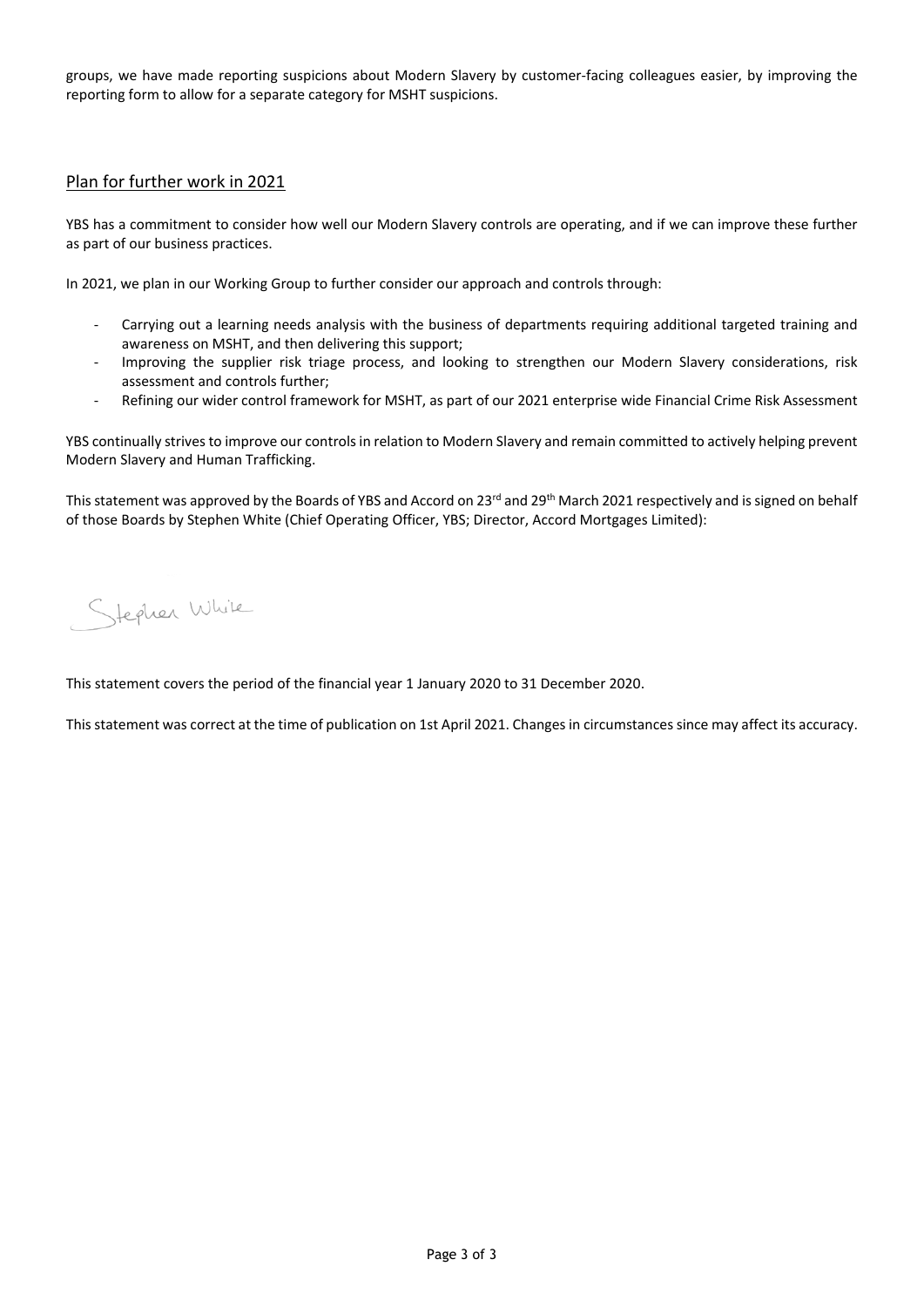groups, we have made reporting suspicions about Modern Slavery by customer-facing colleagues easier, by improving the reporting form to allow for a separate category for MSHT suspicions.

## Plan for further work in 2021

YBS has a commitment to consider how well our Modern Slavery controls are operating, and if we can improve these further as part of our business practices.

In 2021, we plan in our Working Group to further consider our approach and controls through:

- Carrying out a learning needs analysis with the business of departments requiring additional targeted training and awareness on MSHT, and then delivering this support;
- Improving the supplier risk triage process, and looking to strengthen our Modern Slavery considerations, risk assessment and controls further;
- Refining our wider control framework for MSHT, as part of our 2021 enterprise wide Financial Crime Risk Assessment

YBS continually strives to improve our controls in relation to Modern Slavery and remain committed to actively helping prevent Modern Slavery and Human Trafficking.

This statement was approved by the Boards of YBS and Accord on 23rd and 29th March 2021 respectively and is signed on behalf of those Boards by Stephen White (Chief Operating Officer, YBS; Director, Accord Mortgages Limited):

Stephen White

This statement covers the period of the financial year 1 January 2020 to 31 December 2020.

This statement was correct at the time of publication on 1st April 2021. Changes in circumstances since may affect its accuracy.